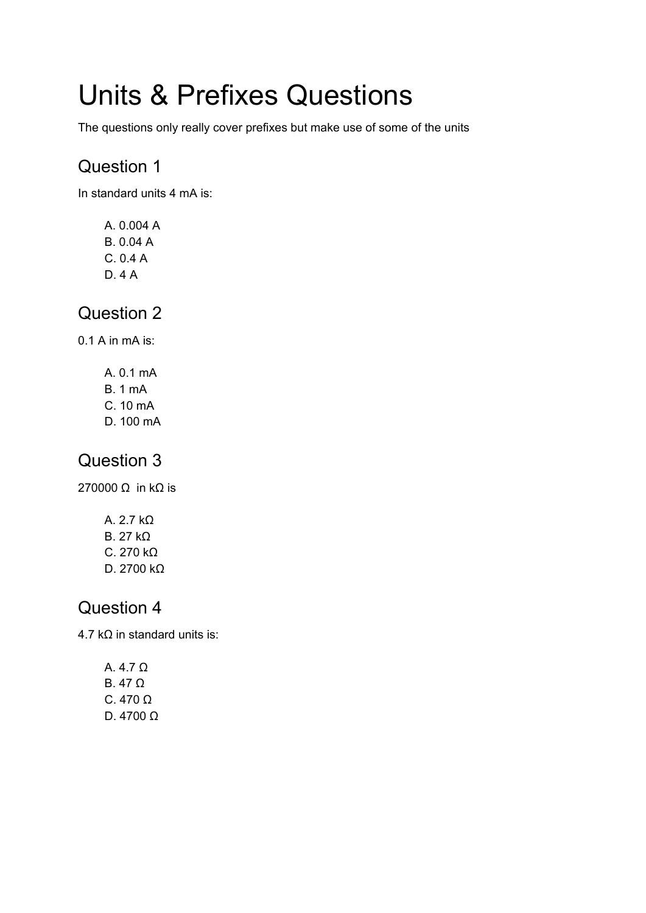# Units & Prefixes Questions

The questions only really cover prefixes but make use of some of the units

## Question 1

In standard units 4 mA is:

A. 0.004 A
B. 0.04 A
C. 0.4 A
D. 4 A

## Question 2

0.1 A in mA is:

A. 0.1 mA
B. 1 mA
C. 10 mA
D. 100 mA

## Question 3

270000 Ω  in kΩ is

A. 2.7 kΩ
B. 27 kΩ
C. 270 kΩ
D. 2700 kΩ

## Question 4

4.7 kΩ in standard units is:

A. 4.7 Ω
B. 47 Ω
C. 470 Ω
D. 4700 Ω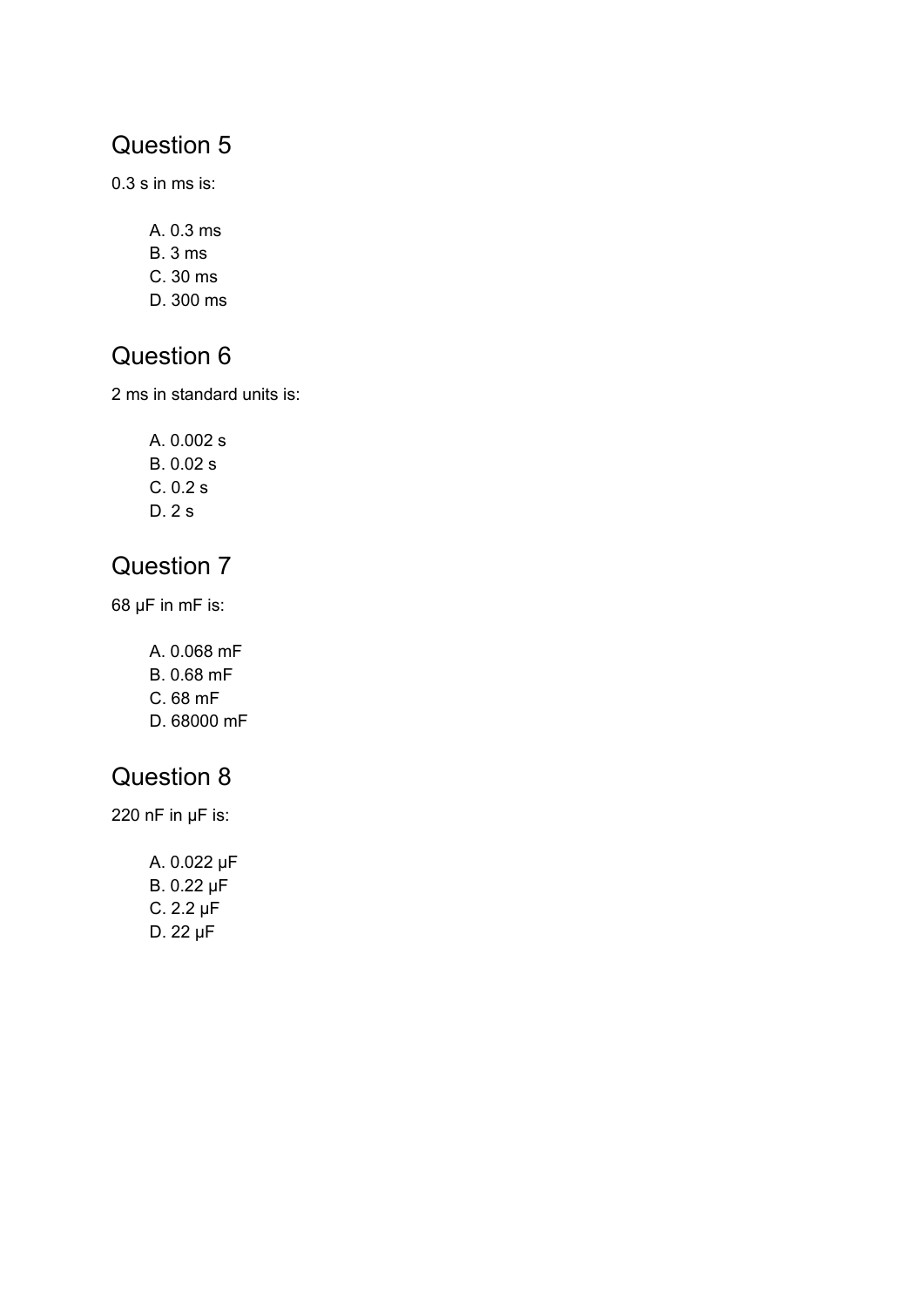## Question 5

0.3 s in ms is:

A. 0.3 ms
B. 3 ms
C. 30 ms
D. 300 ms

## Question 6

2 ms in standard units is:

A. 0.002 s
B. 0.02 s
C. 0.2 s
D. 2 s

## Question 7

68 μF in mF is:

A. 0.068 mF
B. 0.68 mF
C. 68 mF
D. 68000 mF

## Question 8

220 nF in μF is:

A. 0.022 μF
B. 0.22 μF
C. 2.2 μF
D. 22 μF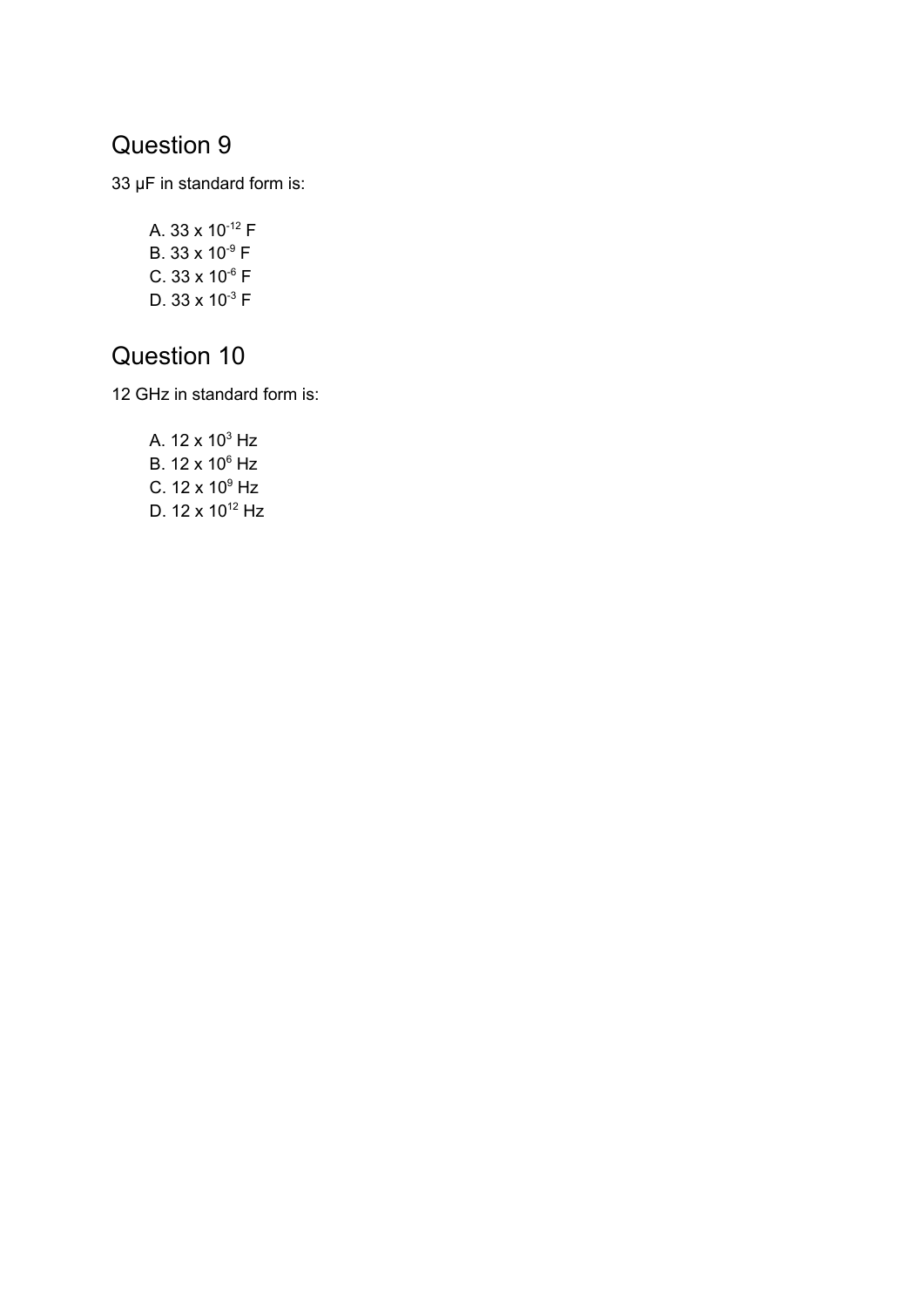## Question 9

33 μF in standard form is:

A. $33 \times 10^{-12}$ F
B. $33 \times 10^{-9}$ F
C. $33 \times 10^{-6}$ F
D. $33 \times 10^{-3}$ F

## Question 10

12 GHz in standard form is:

A. $12 \times 10^{3}$ Hz
B. $12 \times 10^{6}$ Hz
C. $12 \times 10^{9}$ Hz
D. $12 \times 10^{12}$ Hz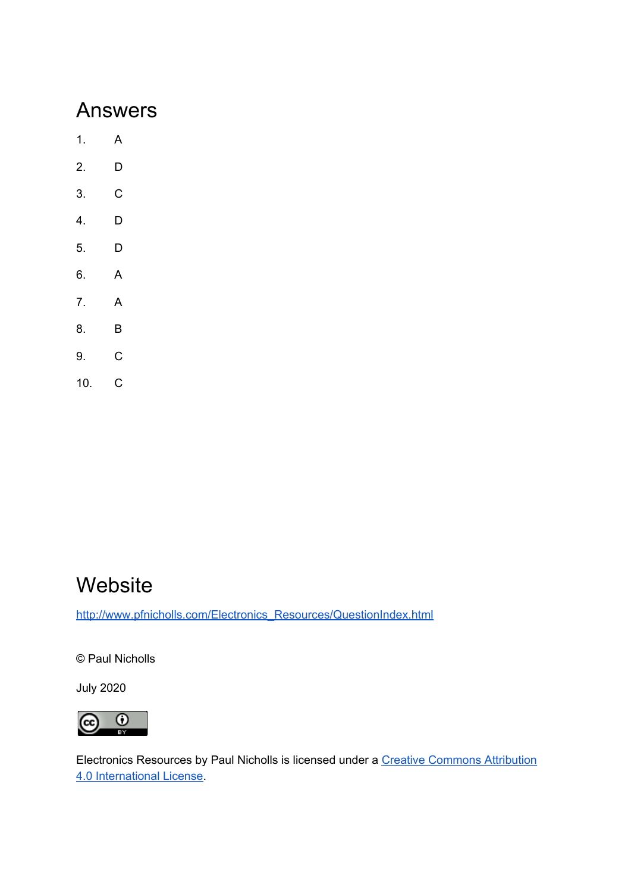# Answers

1. A
2. D
3. C
4. D
5. D
6. A
7. A
8. B
9. C
10. C

# Website

http://www.pfnicholls.com/Electronics_Resources/QuestionIndex.html

© Paul Nicholls

July 2020

Electronics Resources by Paul Nicholls is licensed under a Creative Commons Attribution 4.0 International License.